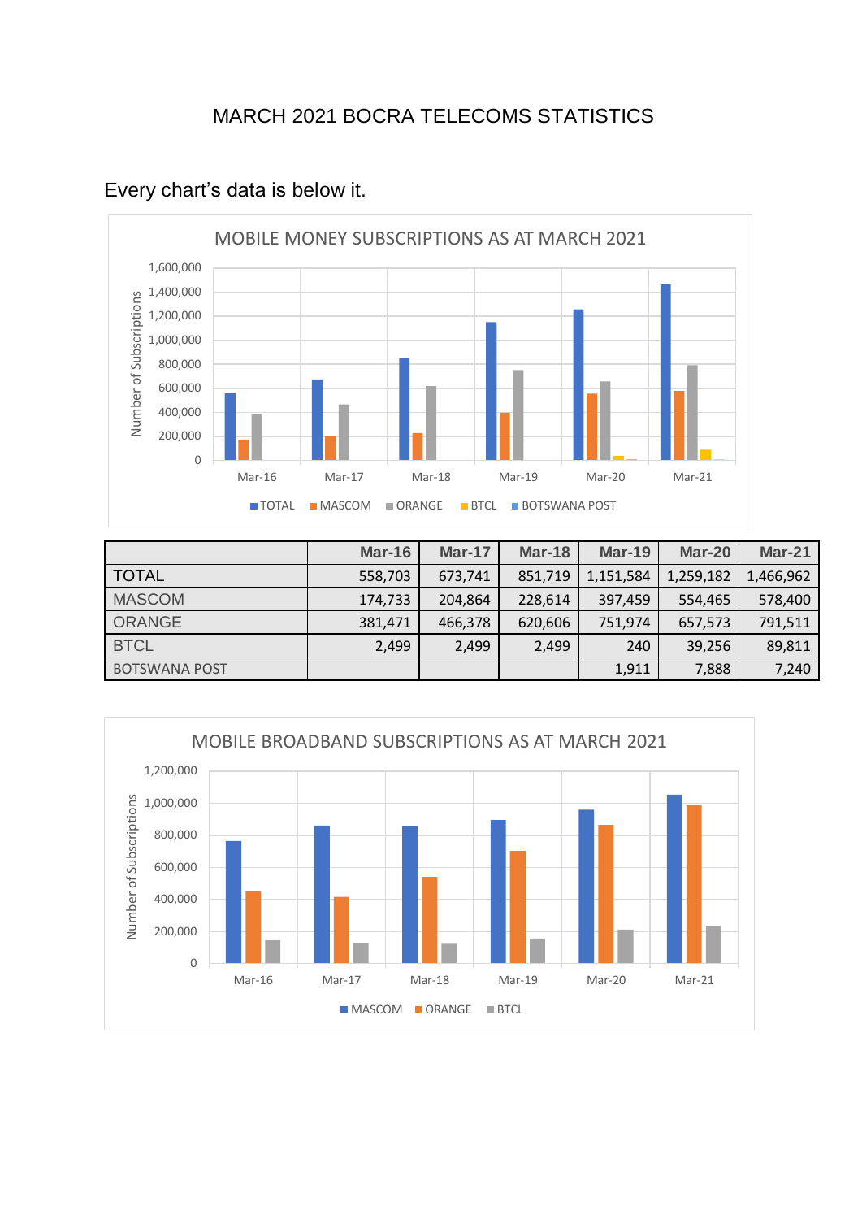# MARCH 2021 BOCRA TELECOMS STATISTICS

Every chart's data is below it.

## MOBILE MONEY SUBSCRIPTIONS AS AT MARCH 2021

| | Mar-16 | Mar-17 | Mar-18 | Mar-19 | Mar-20 | Mar-21 |
|---|---|---|---|---|---|---|
| TOTAL | 558,703 | 673,741 | 851,719 | 1,151,584 | 1,259,182 | 1,466,962 |
| MASCOM | 174,733 | 204,864 | 228,614 | 397,459 | 554,465 | 578,400 |
| ORANGE | 381,471 | 466,378 | 620,606 | 751,974 | 657,573 | 791,511 |
| BTCL | 2,499 | 2,499 | 2,499 | 240 | 39,256 | 89,811 |
| BOTSWANA POST | | | | 1,911 | 7,888 | 7,240 |

## MOBILE BROADBAND SUBSCRIPTIONS AS AT MARCH 2021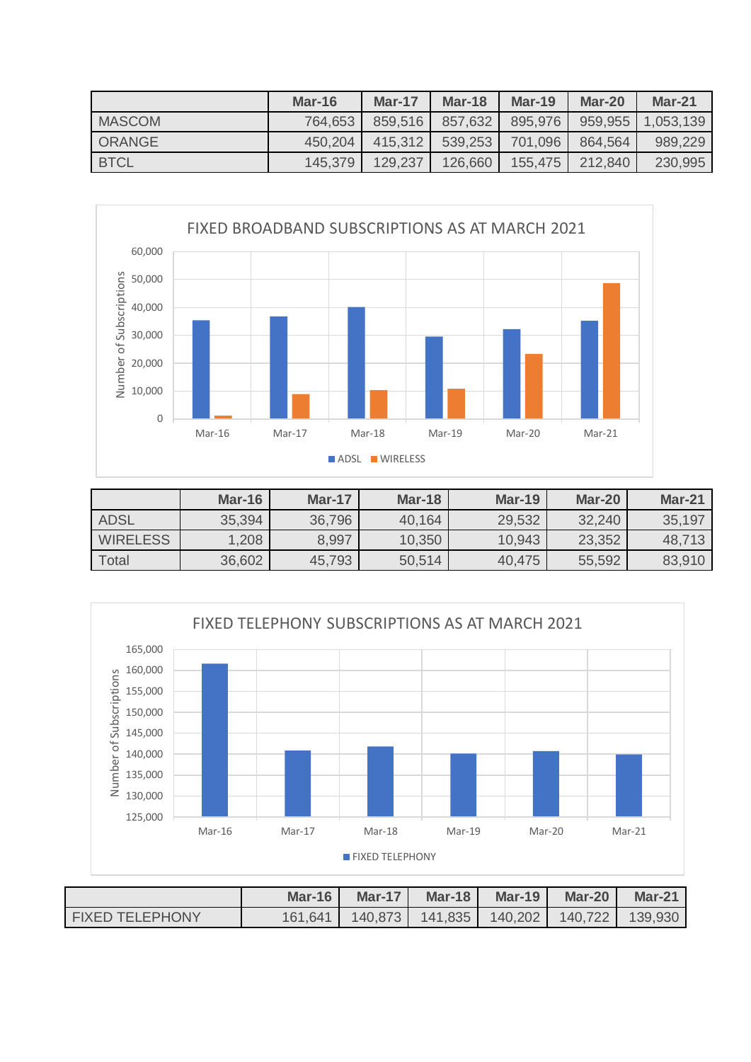| | Mar-16 | Mar-17 | Mar-18 | Mar-19 | Mar-20 | Mar-21 |
|---|---|---|---|---|---|---|
| MASCOM | 764,653 | 859,516 | 857,632 | 895,976 | 959,955 | 1,053,139 |
| ORANGE | 450,204 | 415,312 | 539,253 | 701,096 | 864,564 | 989,229 |
| BTCL | 145,379 | 129,237 | 126,660 | 155,475 | 212,840 | 230,995 |

FIXED BROADBAND SUBSCRIPTIONS AS AT MARCH 2021

| | Mar-16 | Mar-17 | Mar-18 | Mar-19 | Mar-20 | Mar-21 |
|---|---|---|---|---|---|---|
| ADSL | 35,394 | 36,796 | 40,164 | 29,532 | 32,240 | 35,197 |
| WIRELESS | 1,208 | 8,997 | 10,350 | 10,943 | 23,352 | 48,713 |
| Total | 36,602 | 45,793 | 50,514 | 40,475 | 55,592 | 83,910 |

FIXED TELEPHONY SUBSCRIPTIONS AS AT MARCH 2021

| | Mar-16 | Mar-17 | Mar-18 | Mar-19 | Mar-20 | Mar-21 |
|---|---|---|---|---|---|---|
| FIXED TELEPHONY | 161,641 | 140,873 | 141,835 | 140,202 | 140,722 | 139,930 |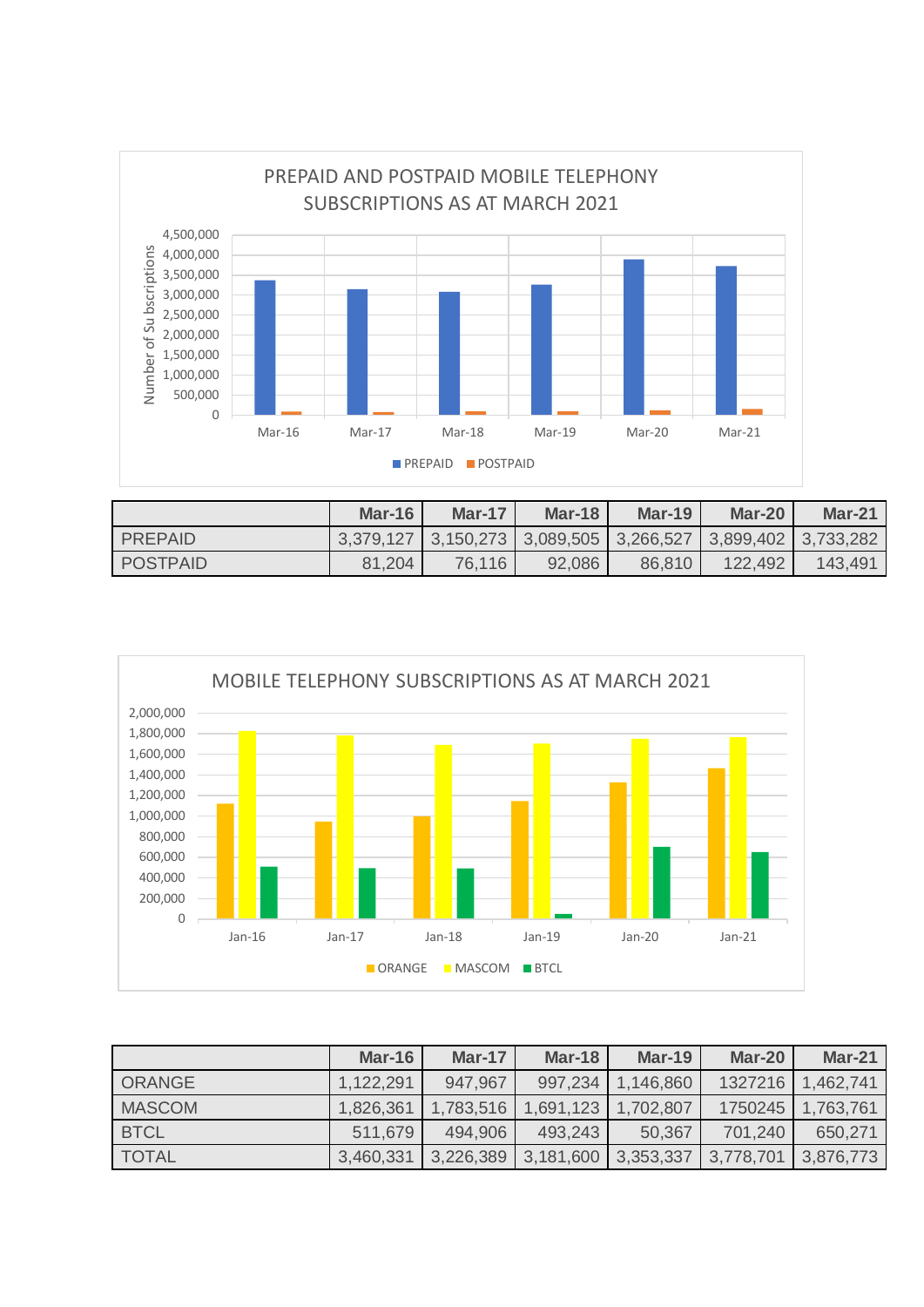PREPAID AND POSTPAID MOBILE TELEPHONY SUBSCRIPTIONS AS AT MARCH 2021

Number of Su bscriptions

4,500,000
4,000,000
3,500,000
3,000,000
2,500,000
2,000,000
1,500,000
1,000,000
500,000
0

Mar-16 Mar-17 Mar-18 Mar-19 Mar-20 Mar-21

PREPAID POSTPAID

| | Mar-16 | Mar-17 | Mar-18 | Mar-19 | Mar-20 | Mar-21 |
|---|---|---|---|---|---|---|
| PREPAID | 3,379,127 | 3,150,273 | 3,089,505 | 3,266,527 | 3,899,402 | 3,733,282 |
| POSTPAID | 81,204 | 76,116 | 92,086 | 86,810 | 122,492 | 143,491 |

MOBILE TELEPHONY SUBSCRIPTIONS AS AT MARCH 2021

2,000,000
1,800,000
1,600,000
1,400,000
1,200,000
1,000,000
800,000
600,000
400,000
200,000
0

Jan-16 Jan-17 Jan-18 Jan-19 Jan-20 Jan-21

ORANGE MASCOM BTCL

| | Mar-16 | Mar-17 | Mar-18 | Mar-19 | Mar-20 | Mar-21 |
|---|---|---|---|---|---|---|
| ORANGE | 1,122,291 | 947,967 | 997,234 | 1,146,860 | 1327216 | 1,462,741 |
| MASCOM | 1,826,361 | 1,783,516 | 1,691,123 | 1,702,807 | 1750245 | 1,763,761 |
| BTCL | 511,679 | 494,906 | 493,243 | 50,367 | 701,240 | 650,271 |
| TOTAL | 3,460,331 | 3,226,389 | 3,181,600 | 3,353,337 | 3,778,701 | 3,876,773 |